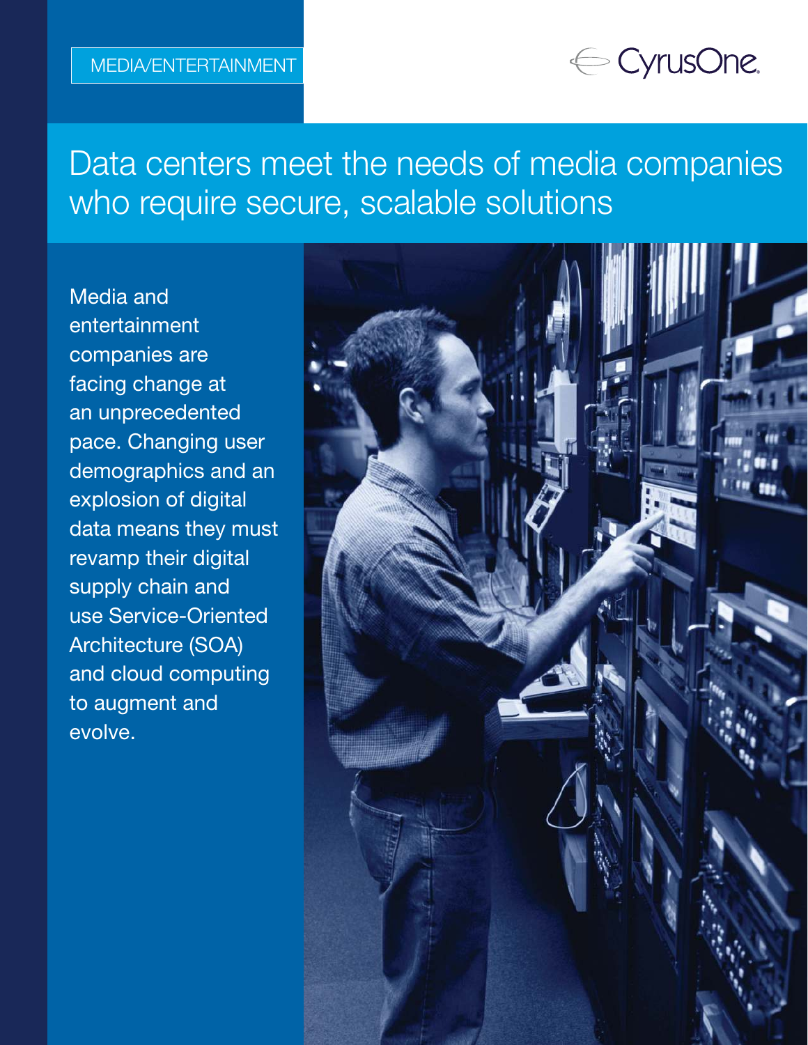MEDIA/ENTERTAINMENT

CyrusOne.

# Data centers meet the needs of media companies who require secure, scalable solutions

Media and entertainment companies are facing change at an unprecedented pace. Changing user demographics and an explosion of digital data means they must revamp their digital supply chain and use Service-Oriented Architecture (SOA) and cloud computing to augment and evolve.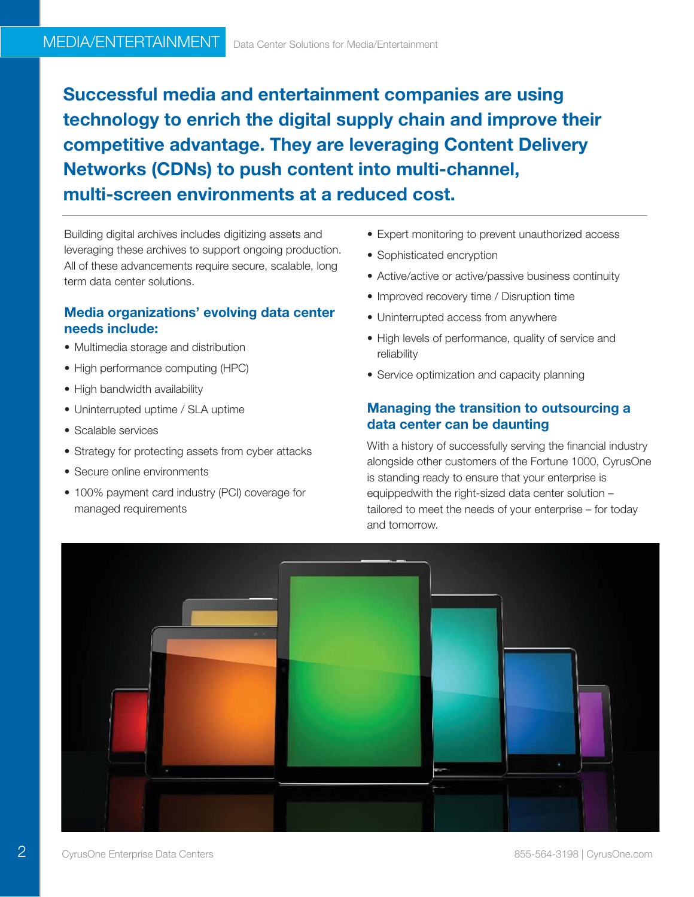**Successful media and entertainment companies are using technology to enrich the digital supply chain and improve their competitive advantage. They are leveraging Content Delivery Networks (CDNs) to push content into multi-channel, multi-screen environments at a reduced cost.**

Building digital archives includes digitizing assets and leveraging these archives to support ongoing production. All of these advancements require secure, scalable, long term data center solutions.

### Media organizations' evolving data center needs include:

- Multimedia storage and distribution
- High performance computing (HPC)
- High bandwidth availability
- Uninterrupted uptime / SLA uptime
- Scalable services
- Strategy for protecting assets from cyber attacks
- Secure online environments
- 100% payment card industry (PCI) coverage for managed requirements
- Expert monitoring to prevent unauthorized access
- Sophisticated encryption
- Active/active or active/passive business continuity
- Improved recovery time / Disruption time
- Uninterrupted access from anywhere
- High levels of performance, quality of service and reliability
- Service optimization and capacity planning

### Managing the transition to outsourcing a data center can be daunting

With a history of successfully serving the financial industry alongside other customers of the Fortune 1000, CyrusOne is standing ready to ensure that your enterprise is equippedwith the right-sized data center solution – tailored to meet the needs of your enterprise – for today and tomorrow.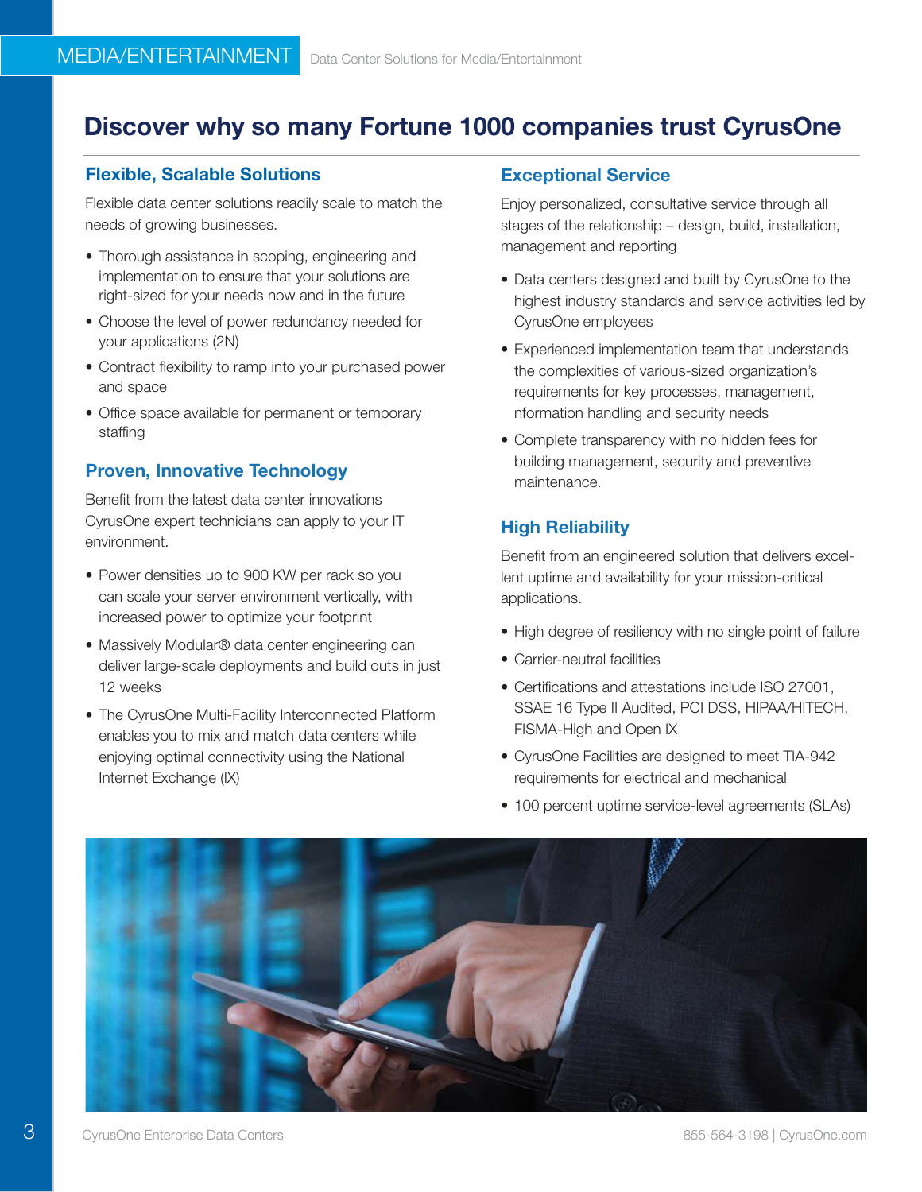# Discover why so many Fortune 1000 companies trust CyrusOne

## Flexible, Scalable Solutions

Flexible data center solutions readily scale to match the needs of growing businesses.

- Thorough assistance in scoping, engineering and implementation to ensure that your solutions are right-sized for your needs now and in the future
- Choose the level of power redundancy needed for your applications (2N)
- Contract flexibility to ramp into your purchased power and space
- Office space available for permanent or temporary staffing

## Proven, Innovative Technology

Benefit from the latest data center innovations CyrusOne expert technicians can apply to your IT environment.

- Power densities up to 900 KW per rack so you can scale your server environment vertically, with increased power to optimize your footprint
- Massively Modular® data center engineering can deliver large-scale deployments and build outs in just 12 weeks
- The CyrusOne Multi-Facility Interconnected Platform enables you to mix and match data centers while enjoying optimal connectivity using the National Internet Exchange (IX)

## Exceptional Service

Enjoy personalized, consultative service through all stages of the relationship – design, build, installation, management and reporting

- Data centers designed and built by CyrusOne to the highest industry standards and service activities led by CyrusOne employees
- Experienced implementation team that understands the complexities of various-sized organization's requirements for key processes, management, nformation handling and security needs
- Complete transparency with no hidden fees for building management, security and preventive maintenance.

## High Reliability

Benefit from an engineered solution that delivers excellent uptime and availability for your mission-critical applications.

- High degree of resiliency with no single point of failure
- Carrier-neutral facilities
- Certifications and attestations include ISO 27001, SSAE 16 Type II Audited, PCI DSS, HIPAA/HITECH, FISMA-High and Open IX
- CyrusOne Facilities are designed to meet TIA-942 requirements for electrical and mechanical
- 100 percent uptime service-level agreements (SLAs)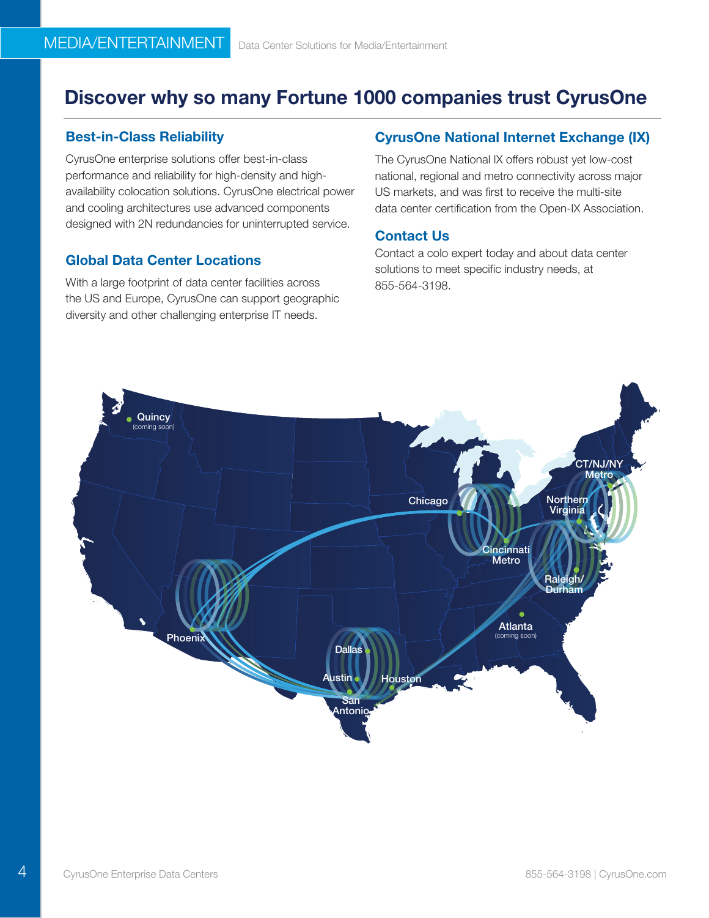# Discover why so many Fortune 1000 companies trust CyrusOne

## Best-in-Class Reliability

CyrusOne enterprise solutions offer best-in-class performance and reliability for high-density and high-availability colocation solutions. CyrusOne electrical power and cooling architectures use advanced components designed with 2N redundancies for uninterrupted service.

## Global Data Center Locations

With a large footprint of data center facilities across the US and Europe, CyrusOne can support geographic diversity and other challenging enterprise IT needs.

## CyrusOne National Internet Exchange (IX)

The CyrusOne National IX offers robust yet low-cost national, regional and metro connectivity across major US markets, and was first to receive the multi-site data center certification from the Open-IX Association.

## Contact Us

Contact a colo expert today and about data center solutions to meet specific industry needs, at 855-564-3198.

Quincy (coming soon)
Chicago
CT/NJ/NY Metro
Northern Virginia
Cincinnati Metro
Raleigh/ Durham
Atlanta (coming soon)
Phoenix
Dallas
Austin
Houston
San Antonio